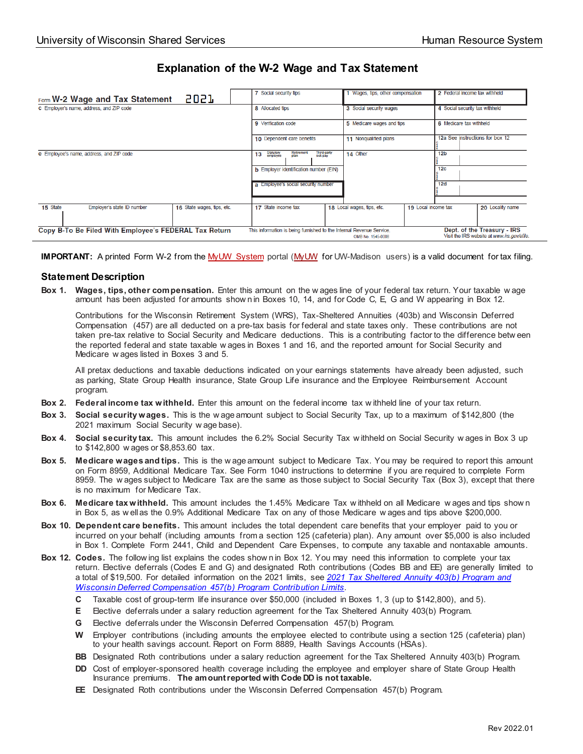# Explanation of the W-2 Wage and Tax Statement

| Form W-2 Wage and Tax Statement 2021 | | 7 Social security tips | 1 Wages, tips, other compensation | 2 Federal income tax withheld |
|---|---|---|---|---|
| c Employer's name, address, and ZIP code | | 8 Allocated tips | 3 Social security wages | 4 Social security tax withheld |
| | | 9 Verification code | 5 Medicare wages and tips | 6 Medicare tax withheld |
| | | 10 Dependent care benefits | 11 Nonqualified plans | 12a See instructions for box 12 |
| e Employee's name, address, and ZIP code | | 13 Statutory employee / Retirement plan / Third-party sick pay | 14 Other | 12b |
| | | b Employer identification number (EIN) | | 12c |
| | | a Employee's social security number | | 12d |

| 15 State | Employer's state ID number | 16 State wages, tips, etc. | 17 State income tax | 18 Local wages, tips, etc. | 19 Local income tax | 20 Locality name |
|---|---|---|---|---|---|---|

Copy B-To Be Filed With Employee's FEDERAL Tax Return — This information is being furnished to the Internal Revenue Service. OMB No. 1545-0008 — Dept. of the Treasury - IRS. Visit the IRS website at *www.irs.gov/efile*.

**IMPORTANT:** A printed Form W-2 from the MyUW System portal (MyUW for UW-Madison users) is a valid document for tax filing.

## Statement Description

**Box 1. Wages, tips, other compensation.** Enter this amount on the wages line of your federal tax return. Your taxable wage amount has been adjusted for amounts shown in Boxes 10, 14, and for Code C, E, G and W appearing in Box 12.

Contributions for the Wisconsin Retirement System (WRS), Tax-Sheltered Annuities (403b) and Wisconsin Deferred Compensation (457) are all deducted on a pre-tax basis for federal and state taxes only. These contributions are not taken pre-tax relative to Social Security and Medicare deductions. This is a contributing factor to the difference between the reported federal and state taxable wages in Boxes 1 and 16, and the reported amount for Social Security and Medicare wages listed in Boxes 3 and 5.

All pretax deductions and taxable deductions indicated on your earnings statements have already been adjusted, such as parking, State Group Health insurance, State Group Life insurance and the Employee Reimbursement Account program.

**Box 2. Federal income tax withheld.** Enter this amount on the federal income tax withheld line of your tax return.

**Box 3. Social security wages.** This is the wage amount subject to Social Security Tax, up to a maximum of $142,800 (the 2021 maximum Social Security wage base).

**Box 4. Social security tax.** This amount includes the 6.2% Social Security Tax withheld on Social Security wages in Box 3 up to $142,800 wages or $8,853.60 tax.

**Box 5. Medicare wages and tips.** This is the wage amount subject to Medicare Tax. You may be required to report this amount on Form 8959, Additional Medicare Tax. See Form 1040 instructions to determine if you are required to complete Form 8959. The wages subject to Medicare Tax are the same as those subject to Social Security Tax (Box 3), except that there is no maximum for Medicare Tax.

**Box 6. Medicare tax withheld.** This amount includes the 1.45% Medicare Tax withheld on all Medicare wages and tips shown in Box 5, as well as the 0.9% Additional Medicare Tax on any of those Medicare wages and tips above $200,000.

**Box 10. Dependent care benefits.** This amount includes the total dependent care benefits that your employer paid to you or incurred on your behalf (including amounts from a section 125 (cafeteria) plan). Any amount over $5,000 is also included in Box 1. Complete Form 2441, Child and Dependent Care Expenses, to compute any taxable and nontaxable amounts.

**Box 12. Codes.** The following list explains the codes shown in Box 12. You may need this information to complete your tax return. Elective deferrals (Codes E and G) and designated Roth contributions (Codes BB and EE) are generally limited to a total of $19,500. For detailed information on the 2021 limits, see *2021 Tax Sheltered Annuity 403(b) Program and Wisconsin Deferred Compensation 457(b) Program Contribution Limits*.

- **C** Taxable cost of group-term life insurance over $50,000 (included in Boxes 1, 3 (up to $142,800), and 5).
- **E** Elective deferrals under a salary reduction agreement for the Tax Sheltered Annuity 403(b) Program.
- **G** Elective deferrals under the Wisconsin Deferred Compensation 457(b) Program.
- **W** Employer contributions (including amounts the employee elected to contribute using a section 125 (cafeteria) plan) to your health savings account. Report on Form 8889, Health Savings Accounts (HSAs).
- **BB** Designated Roth contributions under a salary reduction agreement for the Tax Sheltered Annuity 403(b) Program.
- **DD** Cost of employer-sponsored health coverage including the employee and employer share of State Group Health Insurance premiums. **The amount reported with Code DD is not taxable.**
- **EE** Designated Roth contributions under the Wisconsin Deferred Compensation 457(b) Program.

Rev 2022.01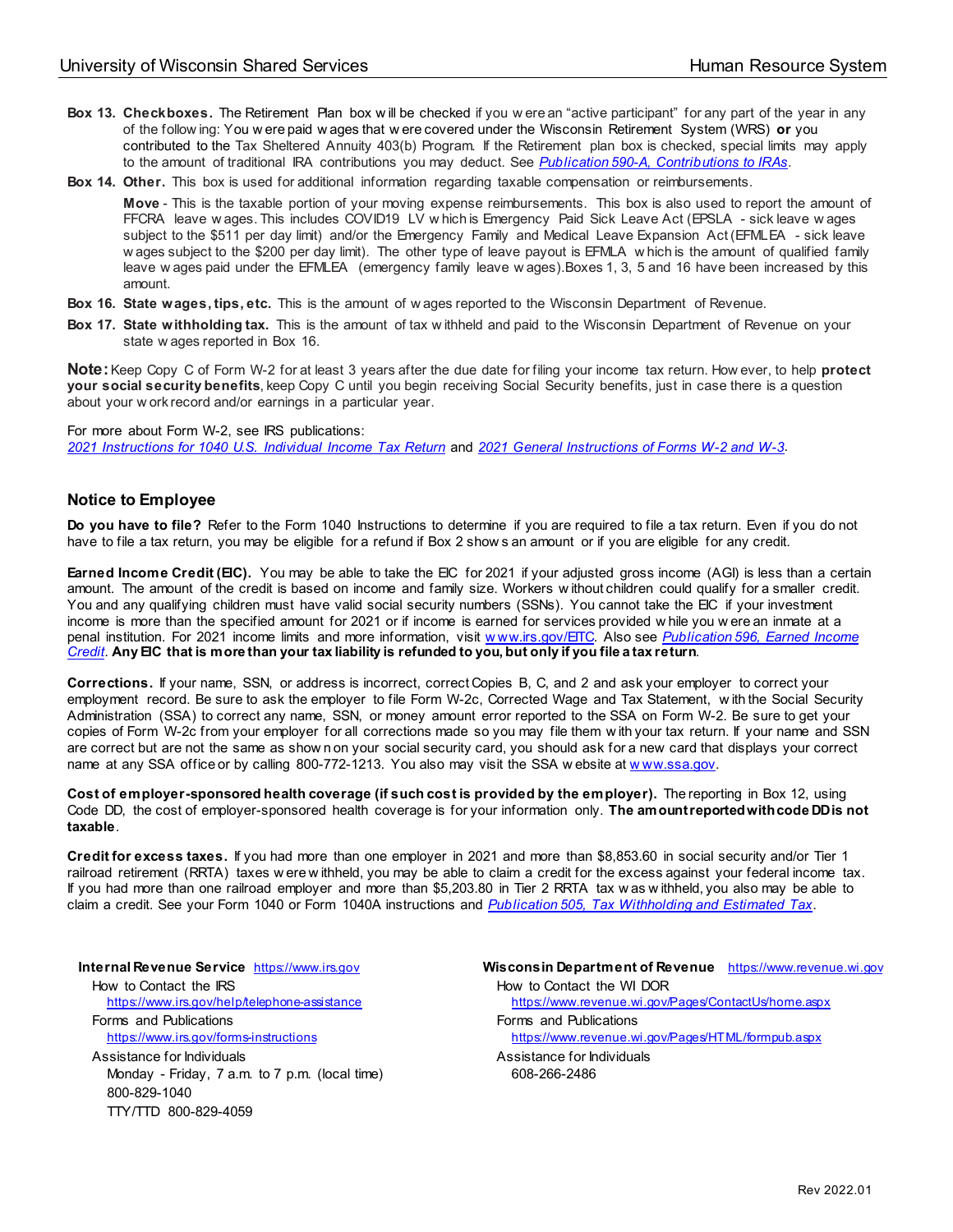**Box 13. Checkboxes.** The Retirement Plan box will be checked if you were an "active participant" for any part of the year in any of the following: You were paid wages that were covered under the Wisconsin Retirement System (WRS) **or** you contributed to the Tax Sheltered Annuity 403(b) Program. If the Retirement plan box is checked, special limits may apply to the amount of traditional IRA contributions you may deduct. See *Publication 590-A, Contributions to IRAs*.

**Box 14. Other.** This box is used for additional information regarding taxable compensation or reimbursements.

**Move** - This is the taxable portion of your moving expense reimbursements. This box is also used to report the amount of FFCRA leave wages. This includes COVID19 LV which is Emergency Paid Sick Leave Act (EPSLA - sick leave wages subject to the $511 per day limit) and/or the Emergency Family and Medical Leave Expansion Act (EFMLEA - sick leave wages subject to the $200 per day limit). The other type of leave payout is EFMLA which is the amount of qualified family leave wages paid under the EFMLEA (emergency family leave wages).Boxes 1, 3, 5 and 16 have been increased by this amount.

**Box 16. State wages, tips, etc.** This is the amount of wages reported to the Wisconsin Department of Revenue.

**Box 17. State withholding tax.** This is the amount of tax withheld and paid to the Wisconsin Department of Revenue on your state wages reported in Box 16.

**Note:** Keep Copy C of Form W-2 for at least 3 years after the due date for filing your income tax return. However, to help **protect your social security benefits**, keep Copy C until you begin receiving Social Security benefits, just in case there is a question about your work record and/or earnings in a particular year.

For more about Form W-2, see IRS publications:
*2021 Instructions for 1040 U.S. Individual Income Tax Return* and *2021 General Instructions of Forms W-2 and W-3*.

## Notice to Employee

**Do you have to file?** Refer to the Form 1040 Instructions to determine if you are required to file a tax return. Even if you do not have to file a tax return, you may be eligible for a refund if Box 2 shows an amount or if you are eligible for any credit.

**Earned Income Credit (EIC).** You may be able to take the EIC for 2021 if your adjusted gross income (AGI) is less than a certain amount. The amount of the credit is based on income and family size. Workers without children could qualify for a smaller credit. You and any qualifying children must have valid social security numbers (SSNs). You cannot take the EIC if your investment income is more than the specified amount for 2021 or if income is earned for services provided while you were an inmate at a penal institution. For 2021 income limits and more information, visit www.irs.gov/EITC. Also see *Publication 596, Earned Income Credit*. **Any EIC that is more than your tax liability is refunded to you, but only if you file a tax return**.

**Corrections.** If your name, SSN, or address is incorrect, correct Copies B, C, and 2 and ask your employer to correct your employment record. Be sure to ask the employer to file Form W-2c, Corrected Wage and Tax Statement, with the Social Security Administration (SSA) to correct any name, SSN, or money amount error reported to the SSA on Form W-2. Be sure to get your copies of Form W-2c from your employer for all corrections made so you may file them with your tax return. If your name and SSN are correct but are not the same as shown on your social security card, you should ask for a new card that displays your correct name at any SSA office or by calling 800-772-1213. You also may visit the SSA website at www.ssa.gov.

**Cost of employer-sponsored health coverage (if such cost is provided by the employer).** The reporting in Box 12, using Code DD, the cost of employer-sponsored health coverage is for your information only. **The amount reported with code DD is not taxable**.

**Credit for excess taxes.** If you had more than one employer in 2021 and more than $8,853.60 in social security and/or Tier 1 railroad retirement (RRTA) taxes were withheld, you may be able to claim a credit for the excess against your federal income tax. If you had more than one railroad employer and more than $5,203.80 in Tier 2 RRTA tax was withheld, you also may be able to claim a credit. See your Form 1040 or Form 1040A instructions and *Publication 505, Tax Withholding and Estimated Tax*.

**Internal Revenue Service** https://www.irs.gov
How to Contact the IRS
https://www.irs.gov/help/telephone-assistance
Forms and Publications
https://www.irs.gov/forms-instructions
Assistance for Individuals
Monday - Friday, 7 a.m. to 7 p.m. (local time)
800-829-1040
TTY/TTD 800-829-4059

**Wisconsin Department of Revenue** https://www.revenue.wi.gov
How to Contact the WI DOR
https://www.revenue.wi.gov/Pages/ContactUs/home.aspx
Forms and Publications
https://www.revenue.wi.gov/Pages/HTML/formpub.aspx
Assistance for Individuals
608-266-2486

Rev 2022.01